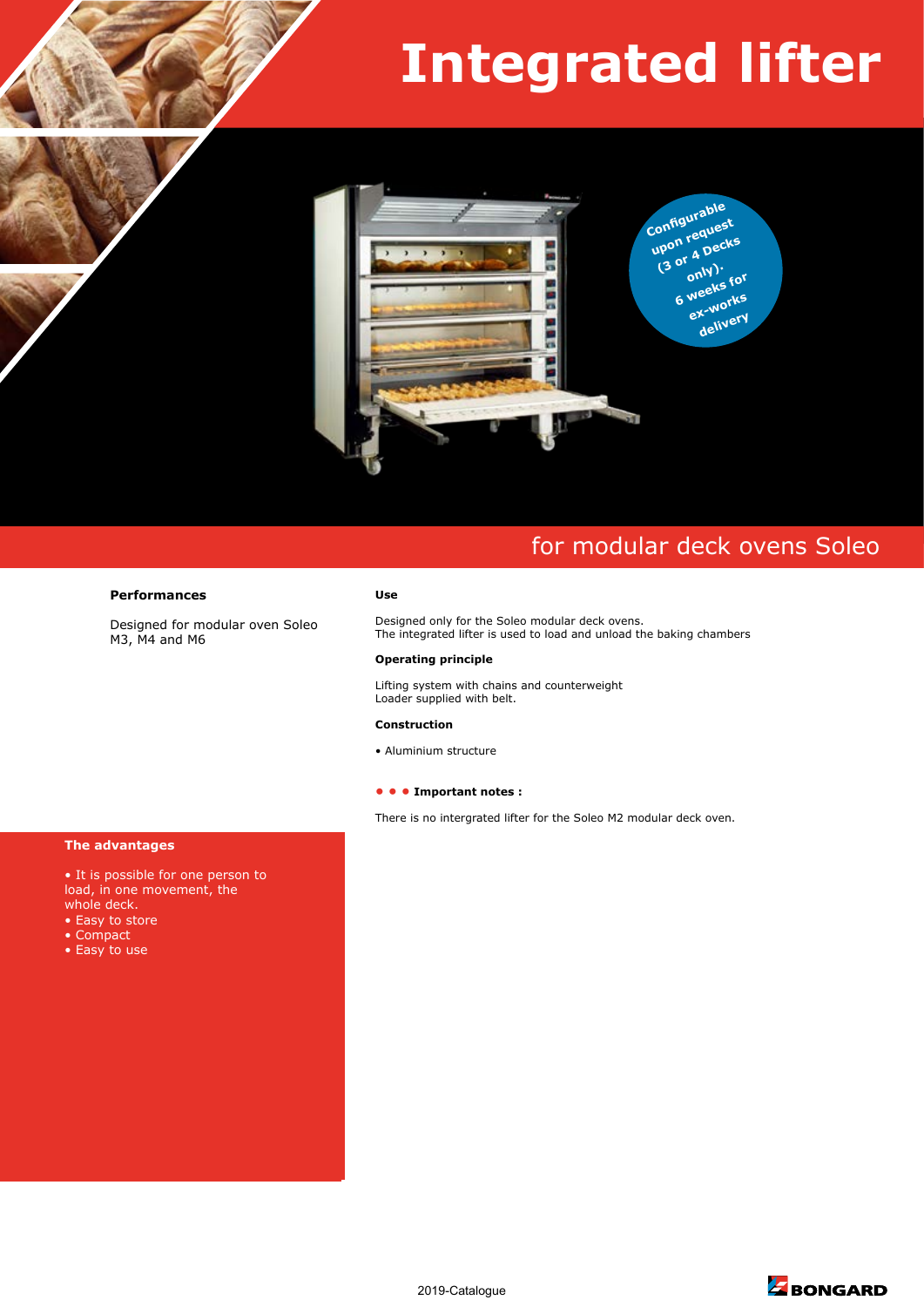# Integrated lifter

Configurable upon request (3 or 4 Decks only). 6 weeks for ex-works delivery

## for modular deck ovens Soleo

**Performances**

Designed for modular oven Soleo M3, M4 and M6

**The advantages**

- It is possible for one person to load, in one movement, the whole deck.
- Easy to store
- Compact
- Easy to use

**Use**

Designed only for the Soleo modular deck ovens.
The integrated lifter is used to load and unload the baking chambers

**Operating principle**

Lifting system with chains and counterweight
Loader supplied with belt.

**Construction**

- Aluminium structure

● ● ● **Important notes :**

There is no intergrated lifter for the Soleo M2 modular deck oven.

2019-Catalogue

BONGARD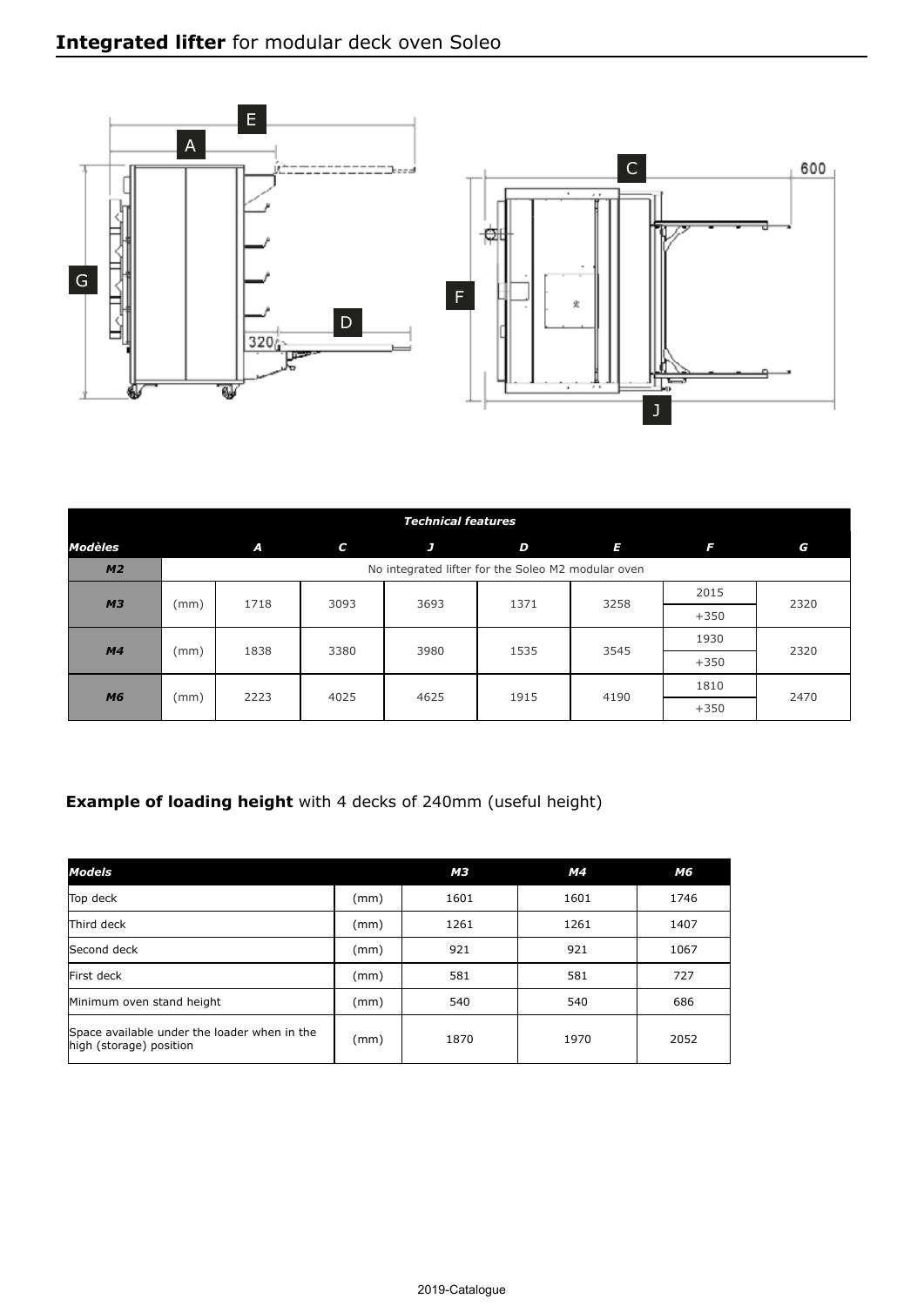## **Integrated lifter** for modular deck oven Soleo

E

A

G

D

320

C

600

F

J

| *Technical features* | | | | | | | | |
|---|---|---|---|---|---|---|---|---|
| ***Modèles*** | | ***A*** | ***C*** | ***J*** | ***D*** | ***E*** | ***F*** | ***G*** |
| ***M2*** | No integrated lifter for the Soleo M2 modular oven | | | | | | | |
| ***M3*** | (mm) | 1718 | 3093 | 3693 | 1371 | 3258 | 2015 | 2320 |
| | | | | | | | +350 | |
| ***M4*** | (mm) | 1838 | 3380 | 3980 | 1535 | 3545 | 1930 | 2320 |
| | | | | | | | +350 | |
| ***M6*** | (mm) | 2223 | 4025 | 4625 | 1915 | 4190 | 1810 | 2470 |
| | | | | | | | +350 | |

### **Example of loading height** with 4 decks of 240mm (useful height)

| ***Models*** | | ***M3*** | ***M4*** | ***M6*** |
|---|---|---|---|---|
| Top deck | (mm) | 1601 | 1601 | 1746 |
| Third deck | (mm) | 1261 | 1261 | 1407 |
| Second deck | (mm) | 921 | 921 | 1067 |
| First deck | (mm) | 581 | 581 | 727 |
| Minimum oven stand height | (mm) | 540 | 540 | 686 |
| Space available under the loader when in the high (storage) position | (mm) | 1870 | 1970 | 2052 |